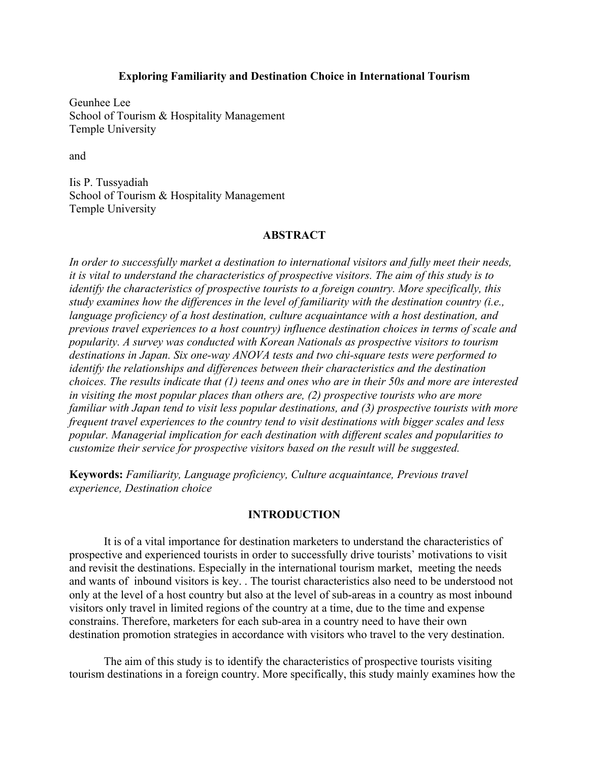# Exploring Familiarity and Destination Choice in International Tourism

Geunhee Lee
School of Tourism & Hospitality Management
Temple University

and

Iis P. Tussyadiah
School of Tourism & Hospitality Management
Temple University

## ABSTRACT

*In order to successfully market a destination to international visitors and fully meet their needs, it is vital to understand the characteristics of prospective visitors. The aim of this study is to identify the characteristics of prospective tourists to a foreign country. More specifically, this study examines how the differences in the level of familiarity with the destination country (i.e., language proficiency of a host destination, culture acquaintance with a host destination, and previous travel experiences to a host country) influence destination choices in terms of scale and popularity. A survey was conducted with Korean Nationals as prospective visitors to tourism destinations in Japan. Six one-way ANOVA tests and two chi-square tests were performed to identify the relationships and differences between their characteristics and the destination choices. The results indicate that (1) teens and ones who are in their 50s and more are interested in visiting the most popular places than others are, (2) prospective tourists who are more familiar with Japan tend to visit less popular destinations, and (3) prospective tourists with more frequent travel experiences to the country tend to visit destinations with bigger scales and less popular. Managerial implication for each destination with different scales and popularities to customize their service for prospective visitors based on the result will be suggested.*

**Keywords:** *Familiarity, Language proficiency, Culture acquaintance, Previous travel experience, Destination choice*

## INTRODUCTION

It is of a vital importance for destination marketers to understand the characteristics of prospective and experienced tourists in order to successfully drive tourists' motivations to visit and revisit the destinations. Especially in the international tourism market, meeting the needs and wants of inbound visitors is key. . The tourist characteristics also need to be understood not only at the level of a host country but also at the level of sub-areas in a country as most inbound visitors only travel in limited regions of the country at a time, due to the time and expense constrains. Therefore, marketers for each sub-area in a country need to have their own destination promotion strategies in accordance with visitors who travel to the very destination.

The aim of this study is to identify the characteristics of prospective tourists visiting tourism destinations in a foreign country. More specifically, this study mainly examines how the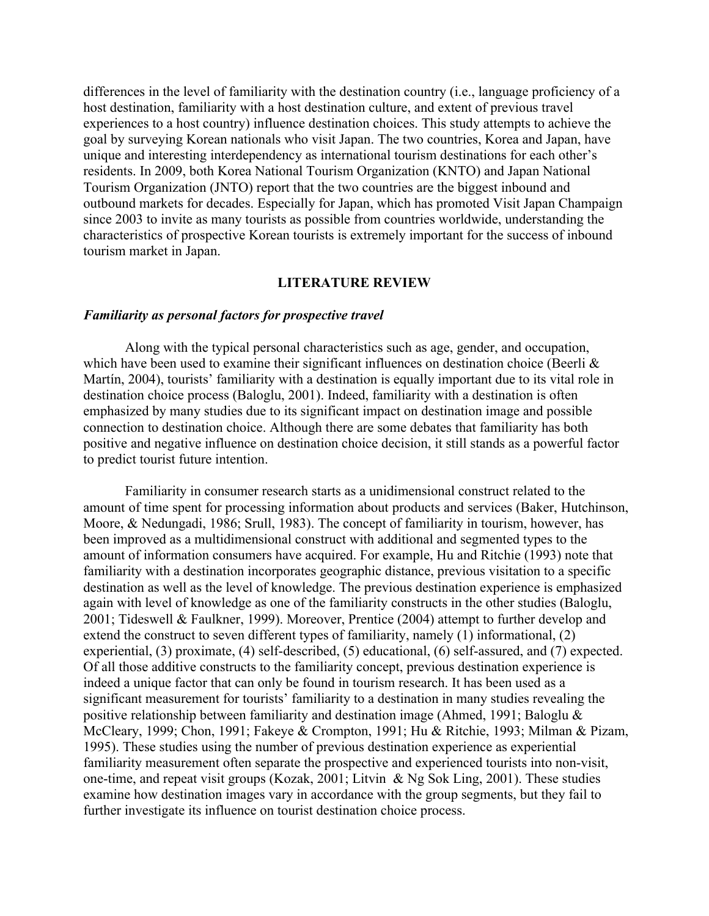differences in the level of familiarity with the destination country (i.e., language proficiency of a host destination, familiarity with a host destination culture, and extent of previous travel experiences to a host country) influence destination choices. This study attempts to achieve the goal by surveying Korean nationals who visit Japan. The two countries, Korea and Japan, have unique and interesting interdependency as international tourism destinations for each other's residents. In 2009, both Korea National Tourism Organization (KNTO) and Japan National Tourism Organization (JNTO) report that the two countries are the biggest inbound and outbound markets for decades. Especially for Japan, which has promoted Visit Japan Champaign since 2003 to invite as many tourists as possible from countries worldwide, understanding the characteristics of prospective Korean tourists is extremely important for the success of inbound tourism market in Japan.

## LITERATURE REVIEW

### *Familiarity as personal factors for prospective travel*

Along with the typical personal characteristics such as age, gender, and occupation, which have been used to examine their significant influences on destination choice (Beerli & Martín, 2004), tourists' familiarity with a destination is equally important due to its vital role in destination choice process (Baloglu, 2001). Indeed, familiarity with a destination is often emphasized by many studies due to its significant impact on destination image and possible connection to destination choice. Although there are some debates that familiarity has both positive and negative influence on destination choice decision, it still stands as a powerful factor to predict tourist future intention.

Familiarity in consumer research starts as a unidimensional construct related to the amount of time spent for processing information about products and services (Baker, Hutchinson, Moore, & Nedungadi, 1986; Srull, 1983). The concept of familiarity in tourism, however, has been improved as a multidimensional construct with additional and segmented types to the amount of information consumers have acquired. For example, Hu and Ritchie (1993) note that familiarity with a destination incorporates geographic distance, previous visitation to a specific destination as well as the level of knowledge. The previous destination experience is emphasized again with level of knowledge as one of the familiarity constructs in the other studies (Baloglu, 2001; Tideswell & Faulkner, 1999). Moreover, Prentice (2004) attempt to further develop and extend the construct to seven different types of familiarity, namely (1) informational, (2) experiential, (3) proximate, (4) self-described, (5) educational, (6) self-assured, and (7) expected. Of all those additive constructs to the familiarity concept, previous destination experience is indeed a unique factor that can only be found in tourism research. It has been used as a significant measurement for tourists' familiarity to a destination in many studies revealing the positive relationship between familiarity and destination image (Ahmed, 1991; Baloglu & McCleary, 1999; Chon, 1991; Fakeye & Crompton, 1991; Hu & Ritchie, 1993; Milman & Pizam, 1995). These studies using the number of previous destination experience as experiential familiarity measurement often separate the prospective and experienced tourists into non-visit, one-time, and repeat visit groups (Kozak, 2001; Litvin & Ng Sok Ling, 2001). These studies examine how destination images vary in accordance with the group segments, but they fail to further investigate its influence on tourist destination choice process.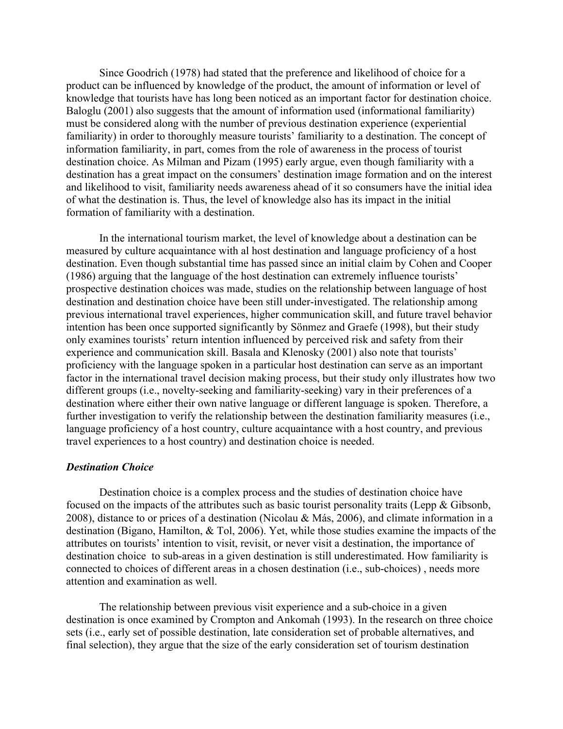Since Goodrich (1978) had stated that the preference and likelihood of choice for a product can be influenced by knowledge of the product, the amount of information or level of knowledge that tourists have has long been noticed as an important factor for destination choice. Baloglu (2001) also suggests that the amount of information used (informational familiarity) must be considered along with the number of previous destination experience (experiential familiarity) in order to thoroughly measure tourists' familiarity to a destination. The concept of information familiarity, in part, comes from the role of awareness in the process of tourist destination choice. As Milman and Pizam (1995) early argue, even though familiarity with a destination has a great impact on the consumers' destination image formation and on the interest and likelihood to visit, familiarity needs awareness ahead of it so consumers have the initial idea of what the destination is. Thus, the level of knowledge also has its impact in the initial formation of familiarity with a destination.

In the international tourism market, the level of knowledge about a destination can be measured by culture acquaintance with al host destination and language proficiency of a host destination. Even though substantial time has passed since an initial claim by Cohen and Cooper (1986) arguing that the language of the host destination can extremely influence tourists' prospective destination choices was made, studies on the relationship between language of host destination and destination choice have been still under-investigated. The relationship among previous international travel experiences, higher communication skill, and future travel behavior intention has been once supported significantly by Sönmez and Graefe (1998), but their study only examines tourists' return intention influenced by perceived risk and safety from their experience and communication skill. Basala and Klenosky (2001) also note that tourists' proficiency with the language spoken in a particular host destination can serve as an important factor in the international travel decision making process, but their study only illustrates how two different groups (i.e., novelty-seeking and familiarity-seeking) vary in their preferences of a destination where either their own native language or different language is spoken. Therefore, a further investigation to verify the relationship between the destination familiarity measures (i.e., language proficiency of a host country, culture acquaintance with a host country, and previous travel experiences to a host country) and destination choice is needed.

***Destination Choice***

Destination choice is a complex process and the studies of destination choice have focused on the impacts of the attributes such as basic tourist personality traits (Lepp & Gibsonb, 2008), distance to or prices of a destination (Nicolau & Más, 2006), and climate information in a destination (Bigano, Hamilton, & Tol, 2006). Yet, while those studies examine the impacts of the attributes on tourists' intention to visit, revisit, or never visit a destination, the importance of destination choice to sub-areas in a given destination is still underestimated. How familiarity is connected to choices of different areas in a chosen destination (i.e., sub-choices) , needs more attention and examination as well.

The relationship between previous visit experience and a sub-choice in a given destination is once examined by Crompton and Ankomah (1993). In the research on three choice sets (i.e., early set of possible destination, late consideration set of probable alternatives, and final selection), they argue that the size of the early consideration set of tourism destination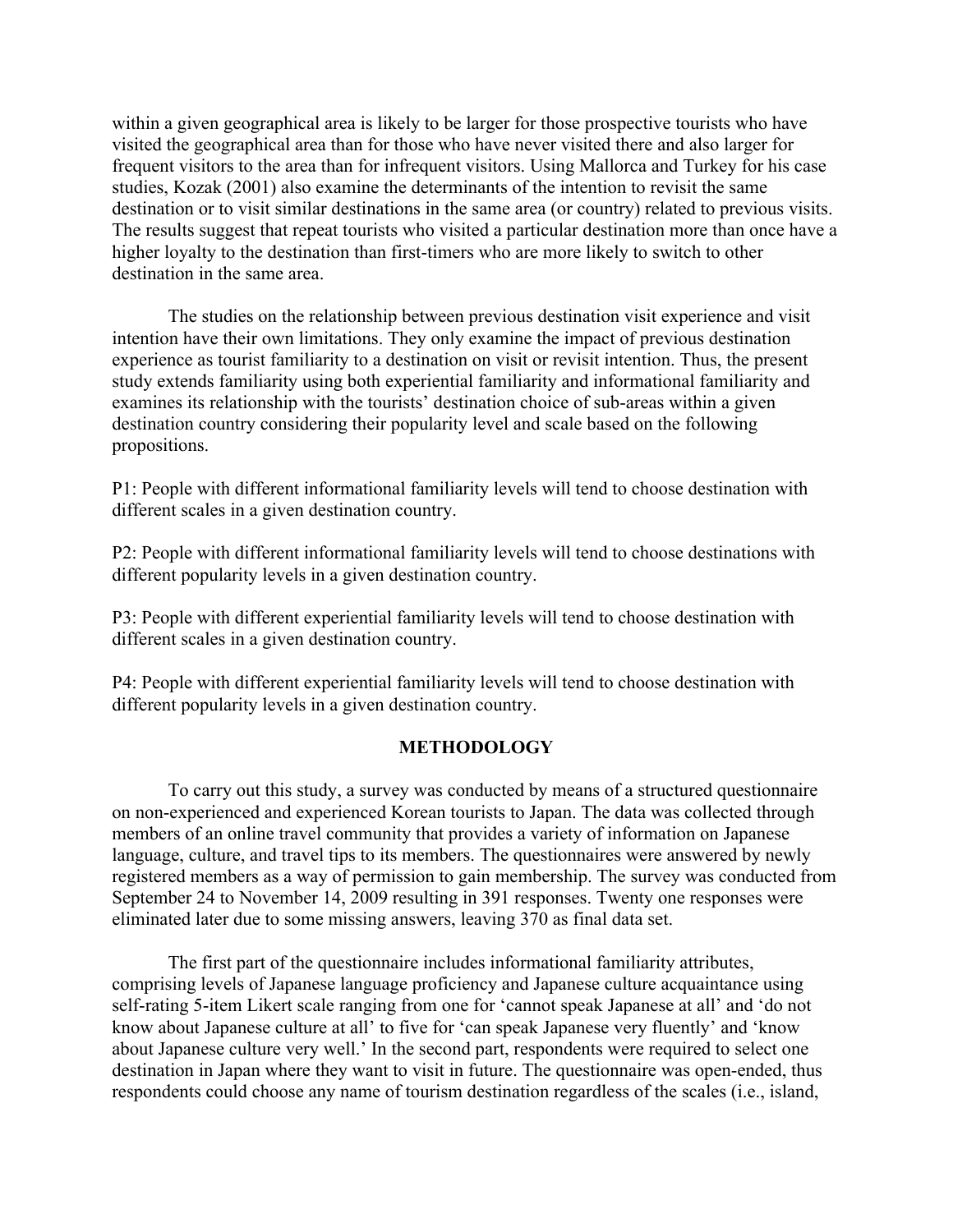within a given geographical area is likely to be larger for those prospective tourists who have visited the geographical area than for those who have never visited there and also larger for frequent visitors to the area than for infrequent visitors. Using Mallorca and Turkey for his case studies, Kozak (2001) also examine the determinants of the intention to revisit the same destination or to visit similar destinations in the same area (or country) related to previous visits. The results suggest that repeat tourists who visited a particular destination more than once have a higher loyalty to the destination than first-timers who are more likely to switch to other destination in the same area.

The studies on the relationship between previous destination visit experience and visit intention have their own limitations. They only examine the impact of previous destination experience as tourist familiarity to a destination on visit or revisit intention. Thus, the present study extends familiarity using both experiential familiarity and informational familiarity and examines its relationship with the tourists' destination choice of sub-areas within a given destination country considering their popularity level and scale based on the following propositions.

P1: People with different informational familiarity levels will tend to choose destination with different scales in a given destination country.

P2: People with different informational familiarity levels will tend to choose destinations with different popularity levels in a given destination country.

P3: People with different experiential familiarity levels will tend to choose destination with different scales in a given destination country.

P4: People with different experiential familiarity levels will tend to choose destination with different popularity levels in a given destination country.

## METHODOLOGY

To carry out this study, a survey was conducted by means of a structured questionnaire on non-experienced and experienced Korean tourists to Japan. The data was collected through members of an online travel community that provides a variety of information on Japanese language, culture, and travel tips to its members. The questionnaires were answered by newly registered members as a way of permission to gain membership. The survey was conducted from September 24 to November 14, 2009 resulting in 391 responses. Twenty one responses were eliminated later due to some missing answers, leaving 370 as final data set.

The first part of the questionnaire includes informational familiarity attributes, comprising levels of Japanese language proficiency and Japanese culture acquaintance using self-rating 5-item Likert scale ranging from one for 'cannot speak Japanese at all' and 'do not know about Japanese culture at all' to five for 'can speak Japanese very fluently' and 'know about Japanese culture very well.' In the second part, respondents were required to select one destination in Japan where they want to visit in future. The questionnaire was open-ended, thus respondents could choose any name of tourism destination regardless of the scales (i.e., island,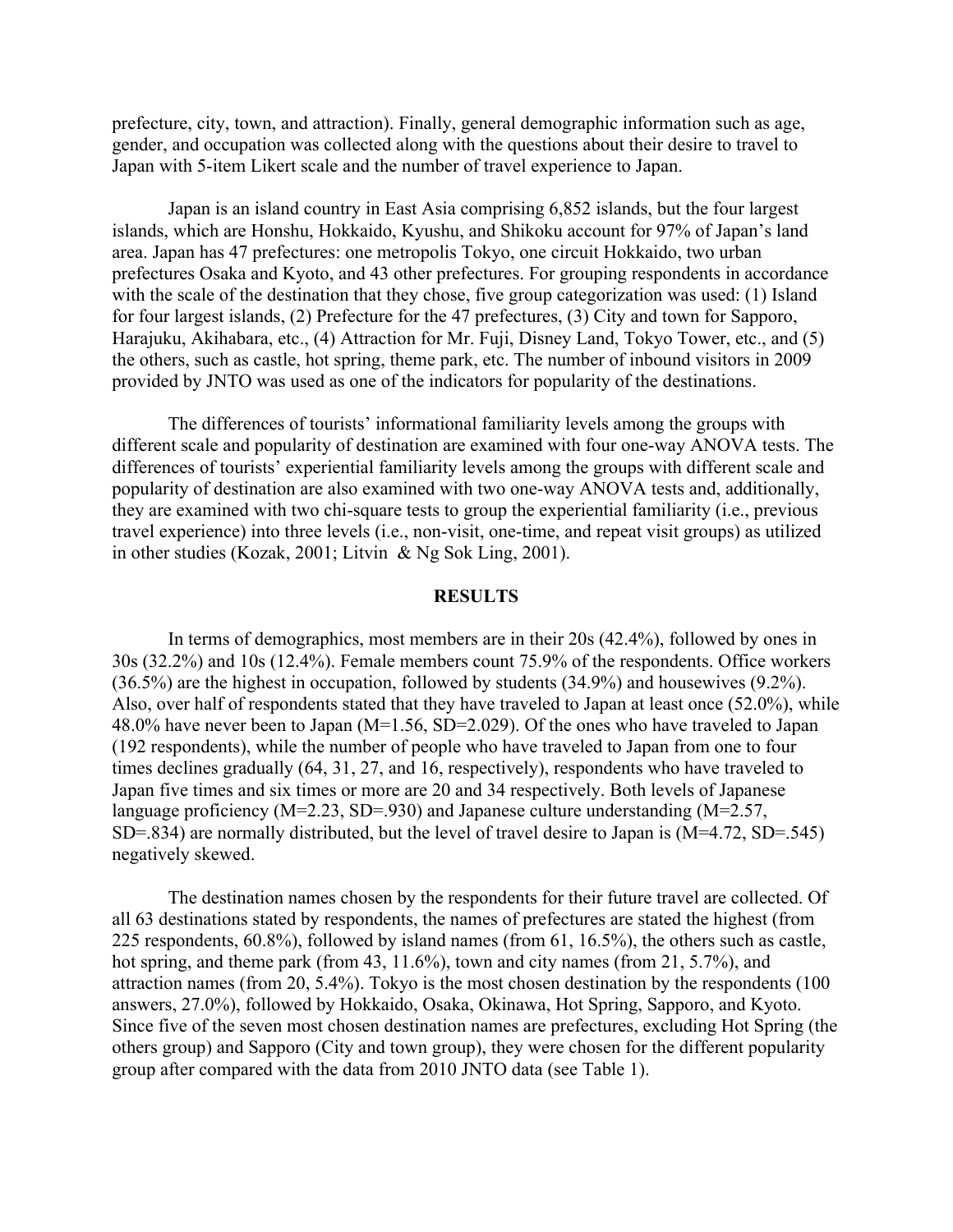prefecture, city, town, and attraction). Finally, general demographic information such as age, gender, and occupation was collected along with the questions about their desire to travel to Japan with 5-item Likert scale and the number of travel experience to Japan.

Japan is an island country in East Asia comprising 6,852 islands, but the four largest islands, which are Honshu, Hokkaido, Kyushu, and Shikoku account for 97% of Japan's land area. Japan has 47 prefectures: one metropolis Tokyo, one circuit Hokkaido, two urban prefectures Osaka and Kyoto, and 43 other prefectures. For grouping respondents in accordance with the scale of the destination that they chose, five group categorization was used: (1) Island for four largest islands, (2) Prefecture for the 47 prefectures, (3) City and town for Sapporo, Harajuku, Akihabara, etc., (4) Attraction for Mr. Fuji, Disney Land, Tokyo Tower, etc., and (5) the others, such as castle, hot spring, theme park, etc. The number of inbound visitors in 2009 provided by JNTO was used as one of the indicators for popularity of the destinations.

The differences of tourists' informational familiarity levels among the groups with different scale and popularity of destination are examined with four one-way ANOVA tests. The differences of tourists' experiential familiarity levels among the groups with different scale and popularity of destination are also examined with two one-way ANOVA tests and, additionally, they are examined with two chi-square tests to group the experiential familiarity (i.e., previous travel experience) into three levels (i.e., non-visit, one-time, and repeat visit groups) as utilized in other studies (Kozak, 2001; Litvin & Ng Sok Ling, 2001).

## RESULTS

In terms of demographics, most members are in their 20s (42.4%), followed by ones in 30s (32.2%) and 10s (12.4%). Female members count 75.9% of the respondents. Office workers (36.5%) are the highest in occupation, followed by students (34.9%) and housewives (9.2%). Also, over half of respondents stated that they have traveled to Japan at least once (52.0%), while 48.0% have never been to Japan (M=1.56, SD=2.029). Of the ones who have traveled to Japan (192 respondents), while the number of people who have traveled to Japan from one to four times declines gradually (64, 31, 27, and 16, respectively), respondents who have traveled to Japan five times and six times or more are 20 and 34 respectively. Both levels of Japanese language proficiency (M=2.23, SD=.930) and Japanese culture understanding (M=2.57, SD=.834) are normally distributed, but the level of travel desire to Japan is (M=4.72, SD=.545) negatively skewed.

The destination names chosen by the respondents for their future travel are collected. Of all 63 destinations stated by respondents, the names of prefectures are stated the highest (from 225 respondents, 60.8%), followed by island names (from 61, 16.5%), the others such as castle, hot spring, and theme park (from 43, 11.6%), town and city names (from 21, 5.7%), and attraction names (from 20, 5.4%). Tokyo is the most chosen destination by the respondents (100 answers, 27.0%), followed by Hokkaido, Osaka, Okinawa, Hot Spring, Sapporo, and Kyoto. Since five of the seven most chosen destination names are prefectures, excluding Hot Spring (the others group) and Sapporo (City and town group), they were chosen for the different popularity group after compared with the data from 2010 JNTO data (see Table 1).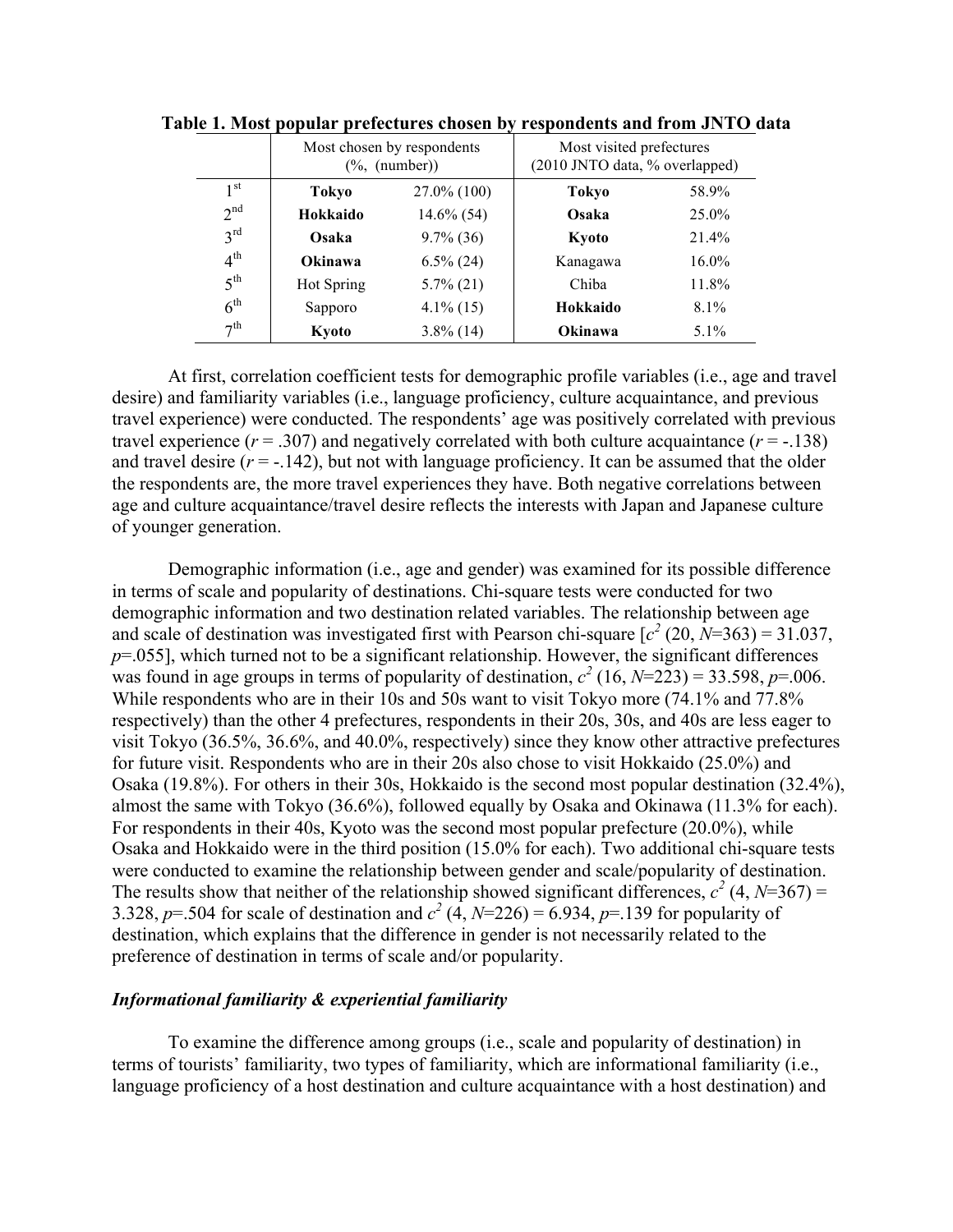**Table 1. Most popular prefectures chosen by respondents and from JNTO data**

| | Most chosen by respondents (%, (number)) | | Most visited prefectures (2010 JNTO data, % overlapped) | |
|---|---|---|---|---|
| 1st | **Tokyo** | 27.0% (100) | **Tokyo** | 58.9% |
| 2nd | **Hokkaido** | 14.6% (54) | **Osaka** | 25.0% |
| 3rd | **Osaka** | 9.7% (36) | **Kyoto** | 21.4% |
| 4th | **Okinawa** | 6.5% (24) | Kanagawa | 16.0% |
| 5th | Hot Spring | 5.7% (21) | Chiba | 11.8% |
| 6th | Sapporo | 4.1% (15) | **Hokkaido** | 8.1% |
| 7th | **Kyoto** | 3.8% (14) | **Okinawa** | 5.1% |

At first, correlation coefficient tests for demographic profile variables (i.e., age and travel desire) and familiarity variables (i.e., language proficiency, culture acquaintance, and previous travel experience) were conducted. The respondents' age was positively correlated with previous travel experience ($r = .307$) and negatively correlated with both culture acquaintance ($r = -.138$) and travel desire ($r = -.142$), but not with language proficiency. It can be assumed that the older the respondents are, the more travel experiences they have. Both negative correlations between age and culture acquaintance/travel desire reflects the interests with Japan and Japanese culture of younger generation.

Demographic information (i.e., age and gender) was examined for its possible difference in terms of scale and popularity of destinations. Chi-square tests were conducted for two demographic information and two destination related variables. The relationship between age and scale of destination was investigated first with Pearson chi-square [$c^2$ (20, $N$=363) = 31.037, $p$=.055], which turned not to be a significant relationship. However, the significant differences was found in age groups in terms of popularity of destination, $c^2$ (16, $N$=223) = 33.598, $p$=.006. While respondents who are in their 10s and 50s want to visit Tokyo more (74.1% and 77.8% respectively) than the other 4 prefectures, respondents in their 20s, 30s, and 40s are less eager to visit Tokyo (36.5%, 36.6%, and 40.0%, respectively) since they know other attractive prefectures for future visit. Respondents who are in their 20s also chose to visit Hokkaido (25.0%) and Osaka (19.8%). For others in their 30s, Hokkaido is the second most popular destination (32.4%), almost the same with Tokyo (36.6%), followed equally by Osaka and Okinawa (11.3% for each). For respondents in their 40s, Kyoto was the second most popular prefecture (20.0%), while Osaka and Hokkaido were in the third position (15.0% for each). Two additional chi-square tests were conducted to examine the relationship between gender and scale/popularity of destination. The results show that neither of the relationship showed significant differences, $c^2$ (4, $N$=367) = 3.328, $p$=.504 for scale of destination and $c^2$ (4, $N$=226) = 6.934, $p$=.139 for popularity of destination, which explains that the difference in gender is not necessarily related to the preference of destination in terms of scale and/or popularity.

### *Informational familiarity & experiential familiarity*

To examine the difference among groups (i.e., scale and popularity of destination) in terms of tourists' familiarity, two types of familiarity, which are informational familiarity (i.e., language proficiency of a host destination and culture acquaintance with a host destination) and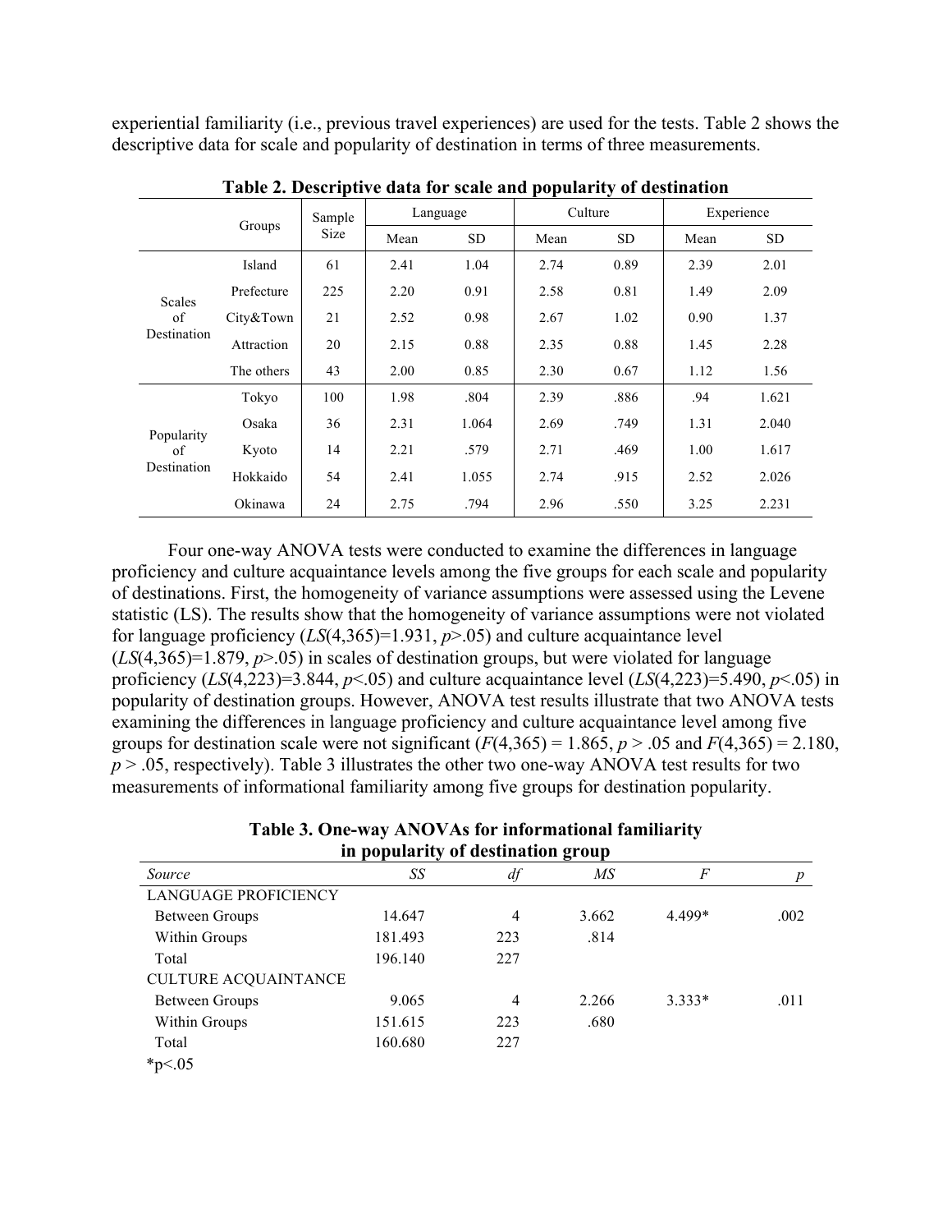experiential familiarity (i.e., previous travel experiences) are used for the tests. Table 2 shows the descriptive data for scale and popularity of destination in terms of three measurements.

**Table 2. Descriptive data for scale and popularity of destination**

| | Groups | Sample Size | Language | | Culture | | Experience | |
|---|---|---|---|---|---|---|---|---|
| | | | Mean | SD | Mean | SD | Mean | SD |
| Scales of Destination | Island | 61 | 2.41 | 1.04 | 2.74 | 0.89 | 2.39 | 2.01 |
| | Prefecture | 225 | 2.20 | 0.91 | 2.58 | 0.81 | 1.49 | 2.09 |
| | City&Town | 21 | 2.52 | 0.98 | 2.67 | 1.02 | 0.90 | 1.37 |
| | Attraction | 20 | 2.15 | 0.88 | 2.35 | 0.88 | 1.45 | 2.28 |
| | The others | 43 | 2.00 | 0.85 | 2.30 | 0.67 | 1.12 | 1.56 |
| Popularity of Destination | Tokyo | 100 | 1.98 | .804 | 2.39 | .886 | .94 | 1.621 |
| | Osaka | 36 | 2.31 | 1.064 | 2.69 | .749 | 1.31 | 2.040 |
| | Kyoto | 14 | 2.21 | .579 | 2.71 | .469 | 1.00 | 1.617 |
| | Hokkaido | 54 | 2.41 | 1.055 | 2.74 | .915 | 2.52 | 2.026 |
| | Okinawa | 24 | 2.75 | .794 | 2.96 | .550 | 3.25 | 2.231 |

Four one-way ANOVA tests were conducted to examine the differences in language proficiency and culture acquaintance levels among the five groups for each scale and popularity of destinations. First, the homogeneity of variance assumptions were assessed using the Levene statistic (LS). The results show that the homogeneity of variance assumptions were not violated for language proficiency ($LS(4,365)=1.931$, $p>.05$) and culture acquaintance level ($LS(4,365)=1.879$, $p>.05$) in scales of destination groups, but were violated for language proficiency ($LS(4,223)=3.844$, $p<.05$) and culture acquaintance level ($LS(4,223)=5.490$, $p<.05$) in popularity of destination groups. However, ANOVA test results illustrate that two ANOVA tests examining the differences in language proficiency and culture acquaintance level among five groups for destination scale were not significant ($F(4,365) = 1.865$, $p > .05$ and $F(4,365) = 2.180$, $p > .05$, respectively). Table 3 illustrates the other two one-way ANOVA test results for two measurements of informational familiarity among five groups for destination popularity.

**Table 3. One-way ANOVAs for informational familiarity in popularity of destination group**

| *Source* | *SS* | *df* | *MS* | *F* | *p* |
|---|---|---|---|---|---|
| LANGUAGE PROFICIENCY | | | | | |
| Between Groups | 14.647 | 4 | 3.662 | 4.499* | .002 |
| Within Groups | 181.493 | 223 | .814 | | |
| Total | 196.140 | 227 | | | |
| CULTURE ACQUAINTANCE | | | | | |
| Between Groups | 9.065 | 4 | 2.266 | 3.333* | .011 |
| Within Groups | 151.615 | 223 | .680 | | |
| Total | 160.680 | 227 | | | |

*p<.05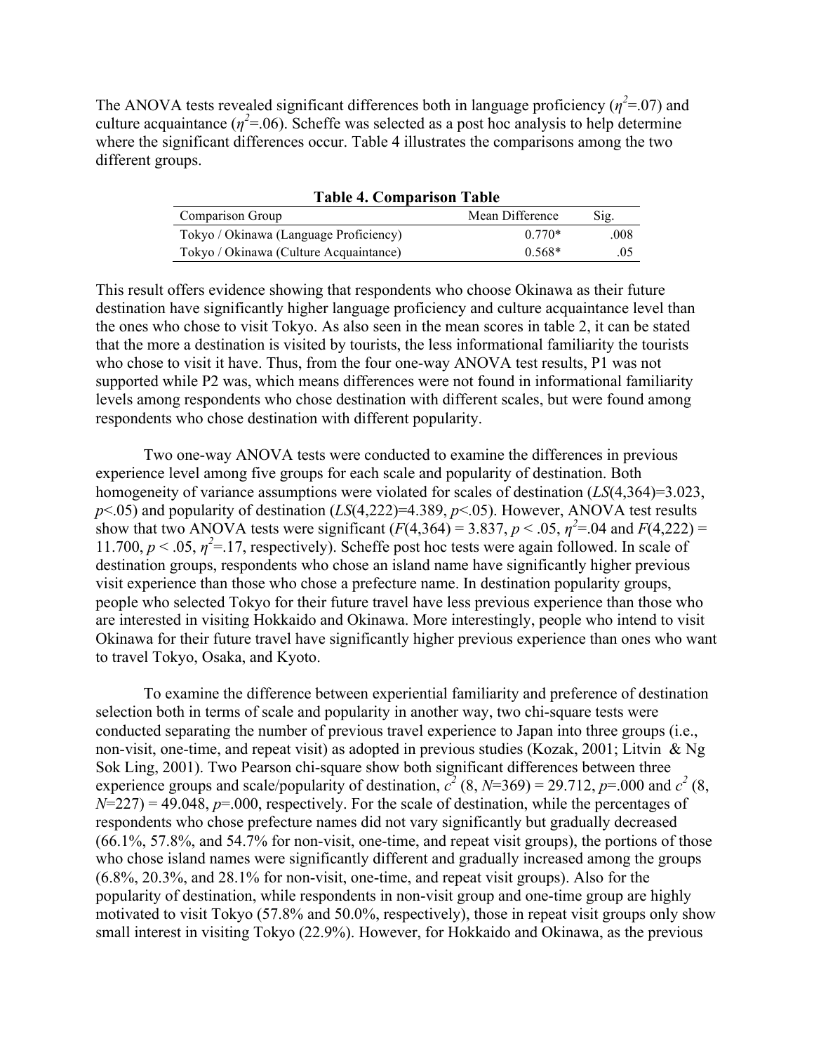The ANOVA tests revealed significant differences both in language proficiency ($\eta^2$=.07) and culture acquaintance ($\eta^2$=.06). Scheffe was selected as a post hoc analysis to help determine where the significant differences occur. Table 4 illustrates the comparisons among the two different groups.

**Table 4. Comparison Table**

| Comparison Group | Mean Difference | Sig. |
|---|---|---|
| Tokyo / Okinawa (Language Proficiency) | 0.770* | .008 |
| Tokyo / Okinawa (Culture Acquaintance) | 0.568* | .05 |

This result offers evidence showing that respondents who choose Okinawa as their future destination have significantly higher language proficiency and culture acquaintance level than the ones who chose to visit Tokyo. As also seen in the mean scores in table 2, it can be stated that the more a destination is visited by tourists, the less informational familiarity the tourists who chose to visit it have. Thus, from the four one-way ANOVA test results, P1 was not supported while P2 was, which means differences were not found in informational familiarity levels among respondents who chose destination with different scales, but were found among respondents who chose destination with different popularity.

Two one-way ANOVA tests were conducted to examine the differences in previous experience level among five groups for each scale and popularity of destination. Both homogeneity of variance assumptions were violated for scales of destination ($LS(4,364)=3.023$, $p<.05$) and popularity of destination ($LS(4,222)=4.389$, $p<.05$). However, ANOVA test results show that two ANOVA tests were significant ($F(4,364) = 3.837$, $p < .05$, $\eta^2=.04$ and $F(4,222) = 11.700$, $p < .05$, $\eta^2=.17$, respectively). Scheffe post hoc tests were again followed. In scale of destination groups, respondents who chose an island name have significantly higher previous visit experience than those who chose a prefecture name. In destination popularity groups, people who selected Tokyo for their future travel have less previous experience than those who are interested in visiting Hokkaido and Okinawa. More interestingly, people who intend to visit Okinawa for their future travel have significantly higher previous experience than ones who want to travel Tokyo, Osaka, and Kyoto.

To examine the difference between experiential familiarity and preference of destination selection both in terms of scale and popularity in another way, two chi-square tests were conducted separating the number of previous travel experience to Japan into three groups (i.e., non-visit, one-time, and repeat visit) as adopted in previous studies (Kozak, 2001; Litvin & Ng Sok Ling, 2001). Two Pearson chi-square show both significant differences between three experience groups and scale/popularity of destination, $c^2$ (8, $N$=369) = 29.712, $p$=.000 and $c^2$ (8, $N$=227) = 49.048, $p$=.000, respectively. For the scale of destination, while the percentages of respondents who chose prefecture names did not vary significantly but gradually decreased (66.1%, 57.8%, and 54.7% for non-visit, one-time, and repeat visit groups), the portions of those who chose island names were significantly different and gradually increased among the groups (6.8%, 20.3%, and 28.1% for non-visit, one-time, and repeat visit groups). Also for the popularity of destination, while respondents in non-visit group and one-time group are highly motivated to visit Tokyo (57.8% and 50.0%, respectively), those in repeat visit groups only show small interest in visiting Tokyo (22.9%). However, for Hokkaido and Okinawa, as the previous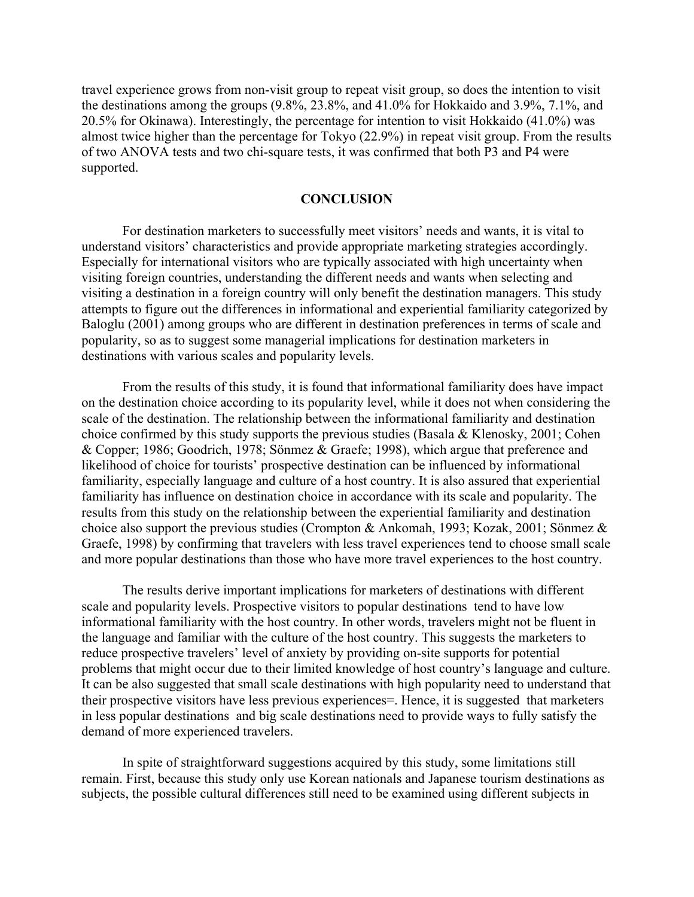travel experience grows from non-visit group to repeat visit group, so does the intention to visit the destinations among the groups (9.8%, 23.8%, and 41.0% for Hokkaido and 3.9%, 7.1%, and 20.5% for Okinawa). Interestingly, the percentage for intention to visit Hokkaido (41.0%) was almost twice higher than the percentage for Tokyo (22.9%) in repeat visit group. From the results of two ANOVA tests and two chi-square tests, it was confirmed that both P3 and P4 were supported.

## CONCLUSION

For destination marketers to successfully meet visitors' needs and wants, it is vital to understand visitors' characteristics and provide appropriate marketing strategies accordingly. Especially for international visitors who are typically associated with high uncertainty when visiting foreign countries, understanding the different needs and wants when selecting and visiting a destination in a foreign country will only benefit the destination managers. This study attempts to figure out the differences in informational and experiential familiarity categorized by Baloglu (2001) among groups who are different in destination preferences in terms of scale and popularity, so as to suggest some managerial implications for destination marketers in destinations with various scales and popularity levels.

From the results of this study, it is found that informational familiarity does have impact on the destination choice according to its popularity level, while it does not when considering the scale of the destination. The relationship between the informational familiarity and destination choice confirmed by this study supports the previous studies (Basala & Klenosky, 2001; Cohen & Copper; 1986; Goodrich, 1978; Sönmez & Graefe; 1998), which argue that preference and likelihood of choice for tourists' prospective destination can be influenced by informational familiarity, especially language and culture of a host country. It is also assured that experiential familiarity has influence on destination choice in accordance with its scale and popularity. The results from this study on the relationship between the experiential familiarity and destination choice also support the previous studies (Crompton & Ankomah, 1993; Kozak, 2001; Sönmez & Graefe, 1998) by confirming that travelers with less travel experiences tend to choose small scale and more popular destinations than those who have more travel experiences to the host country.

The results derive important implications for marketers of destinations with different scale and popularity levels. Prospective visitors to popular destinations tend to have low informational familiarity with the host country. In other words, travelers might not be fluent in the language and familiar with the culture of the host country. This suggests the marketers to reduce prospective travelers' level of anxiety by providing on-site supports for potential problems that might occur due to their limited knowledge of host country's language and culture. It can be also suggested that small scale destinations with high popularity need to understand that their prospective visitors have less previous experiences=. Hence, it is suggested that marketers in less popular destinations and big scale destinations need to provide ways to fully satisfy the demand of more experienced travelers.

In spite of straightforward suggestions acquired by this study, some limitations still remain. First, because this study only use Korean nationals and Japanese tourism destinations as subjects, the possible cultural differences still need to be examined using different subjects in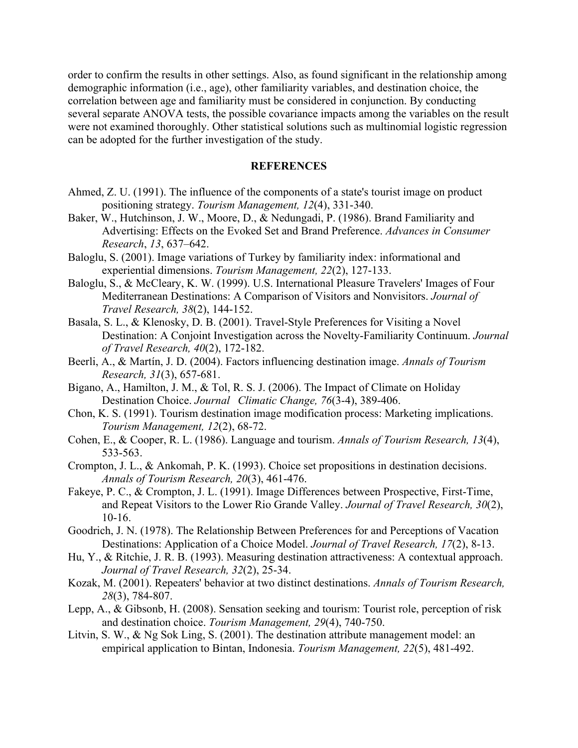order to confirm the results in other settings. Also, as found significant in the relationship among demographic information (i.e., age), other familiarity variables, and destination choice, the correlation between age and familiarity must be considered in conjunction. By conducting several separate ANOVA tests, the possible covariance impacts among the variables on the result were not examined thoroughly. Other statistical solutions such as multinomial logistic regression can be adopted for the further investigation of the study.

## REFERENCES

Ahmed, Z. U. (1991). The influence of the components of a state's tourist image on product positioning strategy. *Tourism Management, 12*(4), 331-340.

Baker, W., Hutchinson, J. W., Moore, D., & Nedungadi, P. (1986). Brand Familiarity and Advertising: Effects on the Evoked Set and Brand Preference. *Advances in Consumer Research*, *13*, 637–642.

Baloglu, S. (2001). Image variations of Turkey by familiarity index: informational and experiential dimensions. *Tourism Management, 22*(2), 127-133.

Baloglu, S., & McCleary, K. W. (1999). U.S. International Pleasure Travelers' Images of Four Mediterranean Destinations: A Comparison of Visitors and Nonvisitors. *Journal of Travel Research, 38*(2), 144-152.

Basala, S. L., & Klenosky, D. B. (2001). Travel-Style Preferences for Visiting a Novel Destination: A Conjoint Investigation across the Novelty-Familiarity Continuum. *Journal of Travel Research, 40*(2), 172-182.

Beerli, A., & Martín, J. D. (2004). Factors influencing destination image. *Annals of Tourism Research, 31*(3), 657-681.

Bigano, A., Hamilton, J. M., & Tol, R. S. J. (2006). The Impact of Climate on Holiday Destination Choice. *Journal Climatic Change, 76*(3-4), 389-406.

Chon, K. S. (1991). Tourism destination image modification process: Marketing implications. *Tourism Management, 12*(2), 68-72.

Cohen, E., & Cooper, R. L. (1986). Language and tourism. *Annals of Tourism Research, 13*(4), 533-563.

Crompton, J. L., & Ankomah, P. K. (1993). Choice set propositions in destination decisions. *Annals of Tourism Research, 20*(3), 461-476.

Fakeye, P. C., & Crompton, J. L. (1991). Image Differences between Prospective, First-Time, and Repeat Visitors to the Lower Rio Grande Valley. *Journal of Travel Research, 30*(2), 10-16.

Goodrich, J. N. (1978). The Relationship Between Preferences for and Perceptions of Vacation Destinations: Application of a Choice Model. *Journal of Travel Research, 17*(2), 8-13.

Hu, Y., & Ritchie, J. R. B. (1993). Measuring destination attractiveness: A contextual approach. *Journal of Travel Research, 32*(2), 25-34.

Kozak, M. (2001). Repeaters' behavior at two distinct destinations. *Annals of Tourism Research, 28*(3), 784-807.

Lepp, A., & Gibsonb, H. (2008). Sensation seeking and tourism: Tourist role, perception of risk and destination choice. *Tourism Management, 29*(4), 740-750.

Litvin, S. W., & Ng Sok Ling, S. (2001). The destination attribute management model: an empirical application to Bintan, Indonesia. *Tourism Management, 22*(5), 481-492.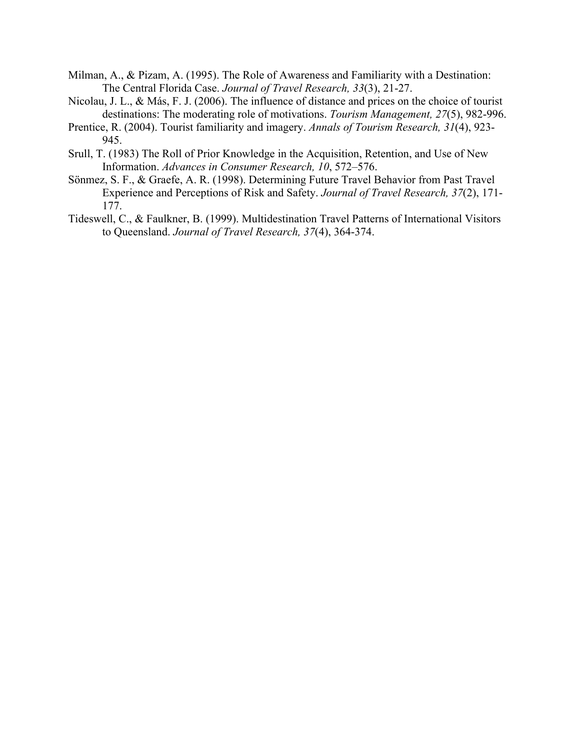Milman, A., & Pizam, A. (1995). The Role of Awareness and Familiarity with a Destination: The Central Florida Case. *Journal of Travel Research, 33*(3), 21-27.

Nicolau, J. L., & Más, F. J. (2006). The influence of distance and prices on the choice of tourist destinations: The moderating role of motivations. *Tourism Management, 27*(5), 982-996.

Prentice, R. (2004). Tourist familiarity and imagery. *Annals of Tourism Research, 31*(4), 923-945.

Srull, T. (1983) The Roll of Prior Knowledge in the Acquisition, Retention, and Use of New Information. *Advances in Consumer Research, 10*, 572–576.

Sönmez, S. F., & Graefe, A. R. (1998). Determining Future Travel Behavior from Past Travel Experience and Perceptions of Risk and Safety. *Journal of Travel Research, 37*(2), 171-177.

Tideswell, C., & Faulkner, B. (1999). Multidestination Travel Patterns of International Visitors to Queensland. *Journal of Travel Research, 37*(4), 364-374.